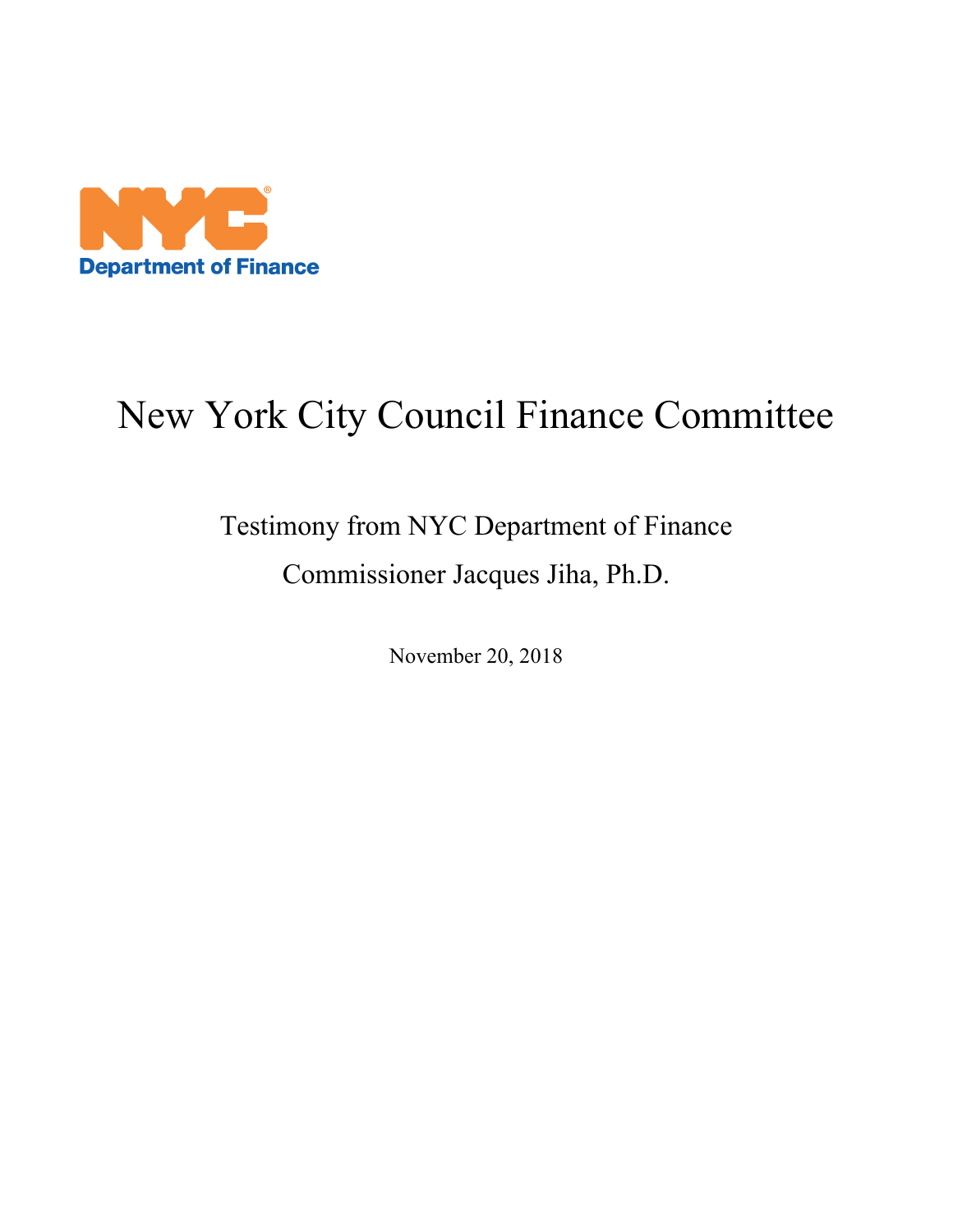NYC Department of Finance

# New York City Council Finance Committee

Testimony from NYC Department of Finance

Commissioner Jacques Jiha, Ph.D.

November 20, 2018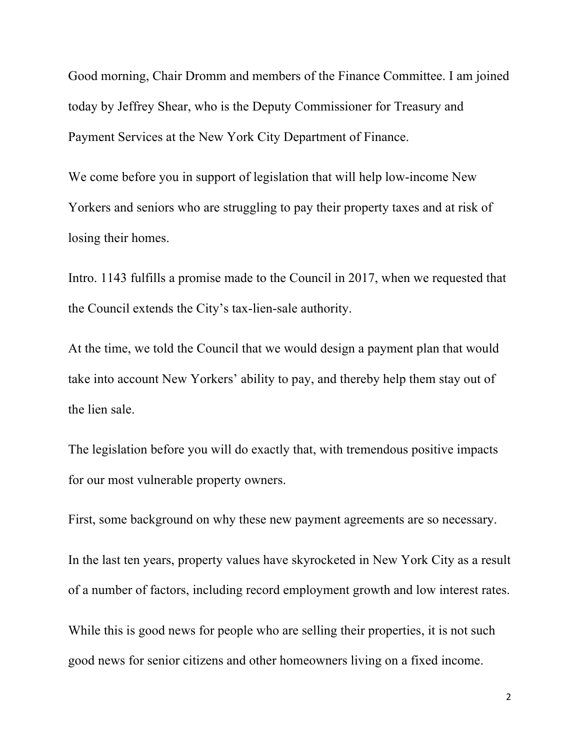Good morning, Chair Dromm and members of the Finance Committee. I am joined today by Jeffrey Shear, who is the Deputy Commissioner for Treasury and Payment Services at the New York City Department of Finance.

We come before you in support of legislation that will help low-income New Yorkers and seniors who are struggling to pay their property taxes and at risk of losing their homes.

Intro. 1143 fulfills a promise made to the Council in 2017, when we requested that the Council extends the City's tax-lien-sale authority.

At the time, we told the Council that we would design a payment plan that would take into account New Yorkers' ability to pay, and thereby help them stay out of the lien sale.

The legislation before you will do exactly that, with tremendous positive impacts for our most vulnerable property owners.

First, some background on why these new payment agreements are so necessary.

In the last ten years, property values have skyrocketed in New York City as a result of a number of factors, including record employment growth and low interest rates.

While this is good news for people who are selling their properties, it is not such good news for senior citizens and other homeowners living on a fixed income.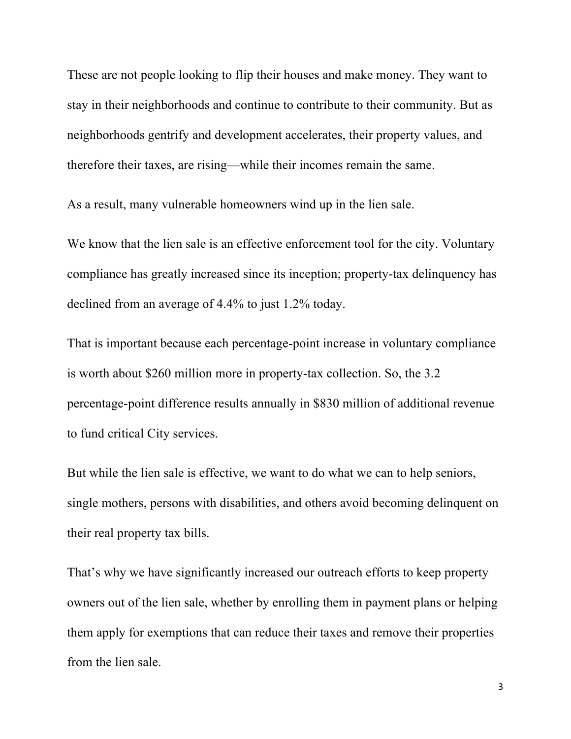These are not people looking to flip their houses and make money. They want to stay in their neighborhoods and continue to contribute to their community. But as neighborhoods gentrify and development accelerates, their property values, and therefore their taxes, are rising—while their incomes remain the same.

As a result, many vulnerable homeowners wind up in the lien sale.

We know that the lien sale is an effective enforcement tool for the city. Voluntary compliance has greatly increased since its inception; property-tax delinquency has declined from an average of 4.4% to just 1.2% today.

That is important because each percentage-point increase in voluntary compliance is worth about $260 million more in property-tax collection. So, the 3.2 percentage-point difference results annually in $830 million of additional revenue to fund critical City services.

But while the lien sale is effective, we want to do what we can to help seniors, single mothers, persons with disabilities, and others avoid becoming delinquent on their real property tax bills.

That's why we have significantly increased our outreach efforts to keep property owners out of the lien sale, whether by enrolling them in payment plans or helping them apply for exemptions that can reduce their taxes and remove their properties from the lien sale.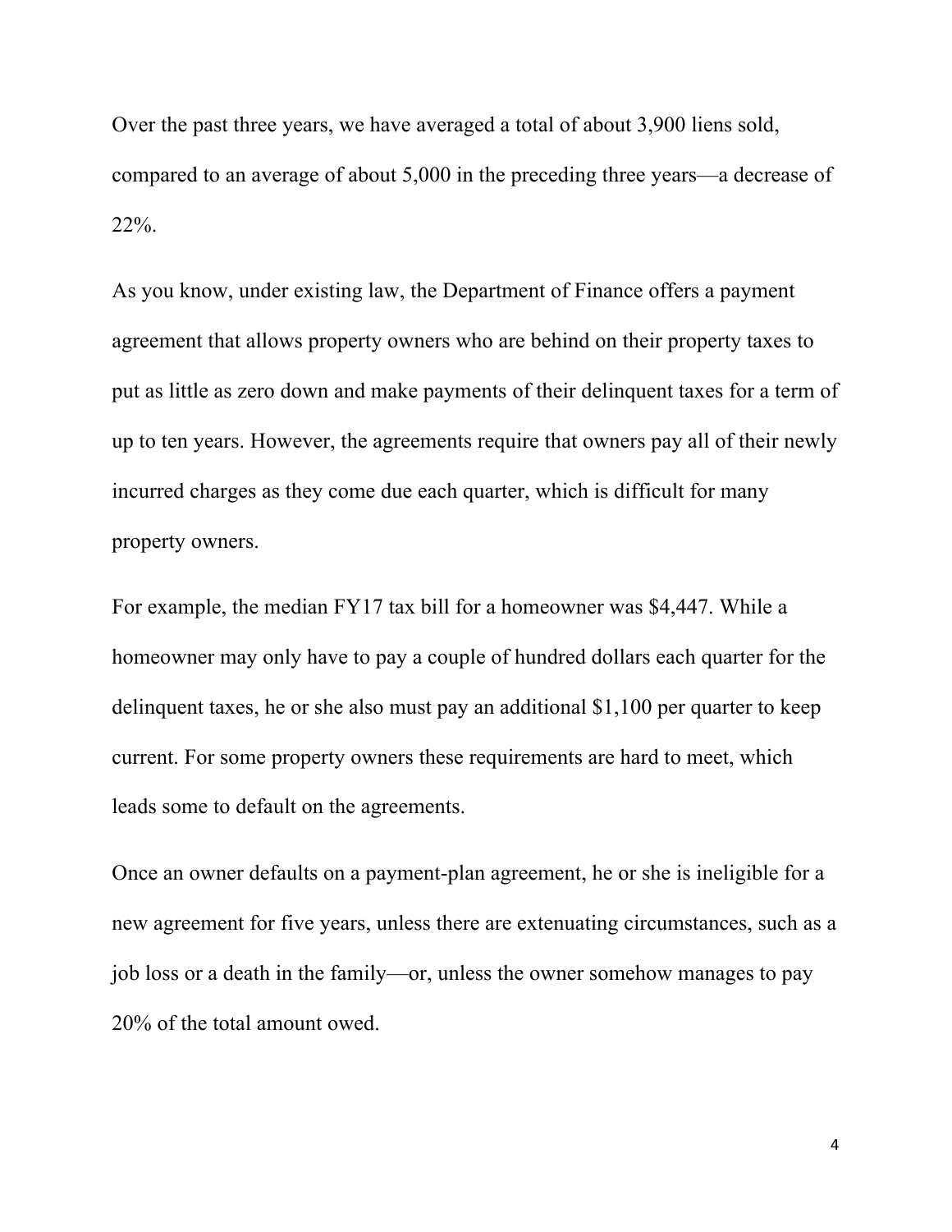Over the past three years, we have averaged a total of about 3,900 liens sold, compared to an average of about 5,000 in the preceding three years—a decrease of 22%.

As you know, under existing law, the Department of Finance offers a payment agreement that allows property owners who are behind on their property taxes to put as little as zero down and make payments of their delinquent taxes for a term of up to ten years. However, the agreements require that owners pay all of their newly incurred charges as they come due each quarter, which is difficult for many property owners.

For example, the median FY17 tax bill for a homeowner was $4,447. While a homeowner may only have to pay a couple of hundred dollars each quarter for the delinquent taxes, he or she also must pay an additional $1,100 per quarter to keep current. For some property owners these requirements are hard to meet, which leads some to default on the agreements.

Once an owner defaults on a payment-plan agreement, he or she is ineligible for a new agreement for five years, unless there are extenuating circumstances, such as a job loss or a death in the family—or, unless the owner somehow manages to pay 20% of the total amount owed.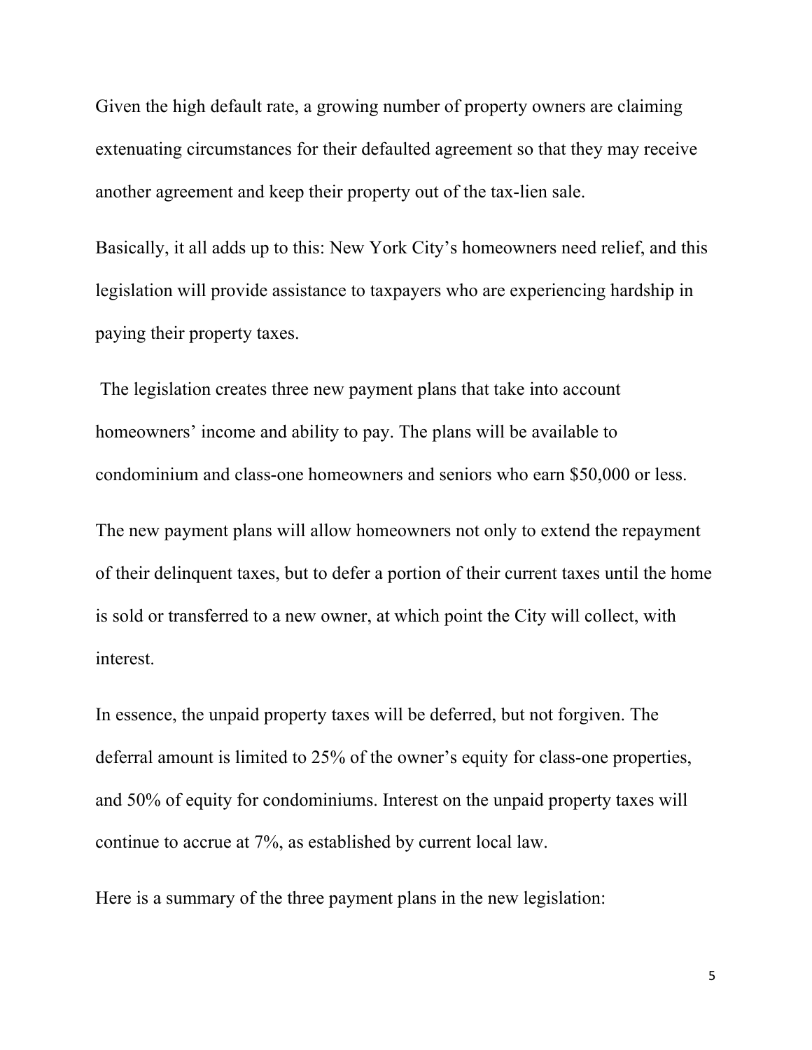Given the high default rate, a growing number of property owners are claiming extenuating circumstances for their defaulted agreement so that they may receive another agreement and keep their property out of the tax-lien sale.

Basically, it all adds up to this: New York City's homeowners need relief, and this legislation will provide assistance to taxpayers who are experiencing hardship in paying their property taxes.

The legislation creates three new payment plans that take into account homeowners' income and ability to pay. The plans will be available to condominium and class-one homeowners and seniors who earn $50,000 or less.

The new payment plans will allow homeowners not only to extend the repayment of their delinquent taxes, but to defer a portion of their current taxes until the home is sold or transferred to a new owner, at which point the City will collect, with interest.

In essence, the unpaid property taxes will be deferred, but not forgiven. The deferral amount is limited to 25% of the owner's equity for class-one properties, and 50% of equity for condominiums. Interest on the unpaid property taxes will continue to accrue at 7%, as established by current local law.

Here is a summary of the three payment plans in the new legislation: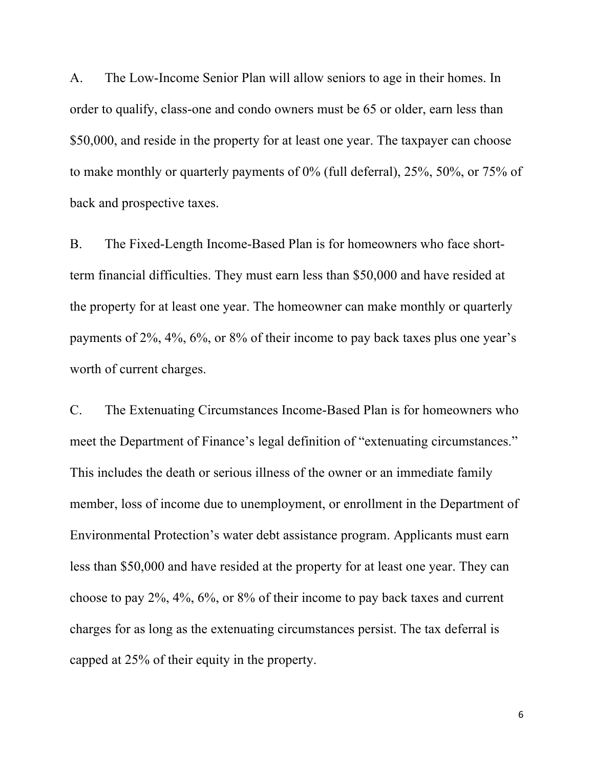A. The Low-Income Senior Plan will allow seniors to age in their homes. In order to qualify, class-one and condo owners must be 65 or older, earn less than $50,000, and reside in the property for at least one year. The taxpayer can choose to make monthly or quarterly payments of 0% (full deferral), 25%, 50%, or 75% of back and prospective taxes.

B. The Fixed-Length Income-Based Plan is for homeowners who face short-term financial difficulties. They must earn less than $50,000 and have resided at the property for at least one year. The homeowner can make monthly or quarterly payments of 2%, 4%, 6%, or 8% of their income to pay back taxes plus one year's worth of current charges.

C. The Extenuating Circumstances Income-Based Plan is for homeowners who meet the Department of Finance's legal definition of "extenuating circumstances." This includes the death or serious illness of the owner or an immediate family member, loss of income due to unemployment, or enrollment in the Department of Environmental Protection's water debt assistance program. Applicants must earn less than $50,000 and have resided at the property for at least one year. They can choose to pay 2%, 4%, 6%, or 8% of their income to pay back taxes and current charges for as long as the extenuating circumstances persist. The tax deferral is capped at 25% of their equity in the property.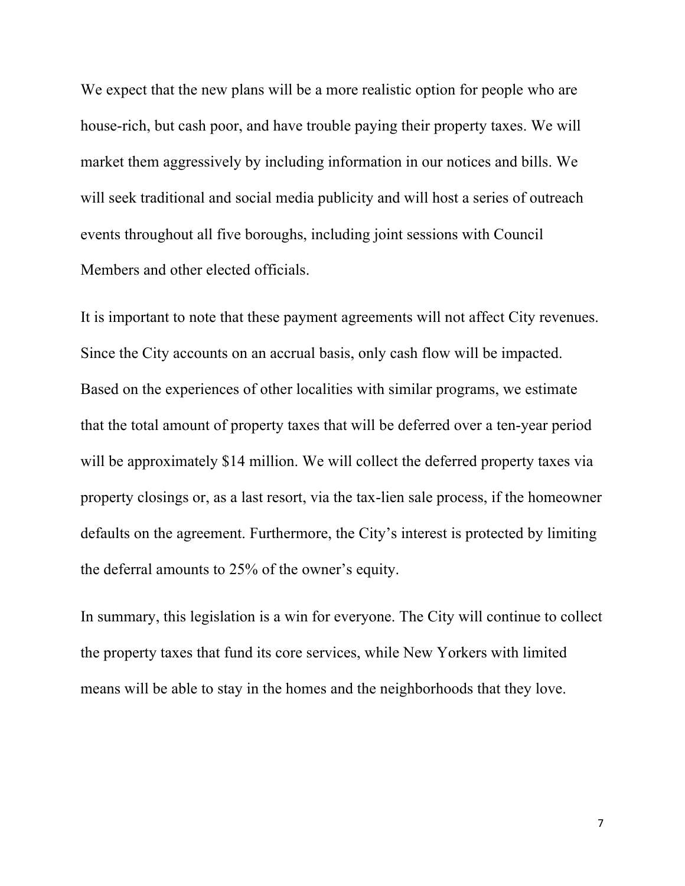We expect that the new plans will be a more realistic option for people who are house-rich, but cash poor, and have trouble paying their property taxes. We will market them aggressively by including information in our notices and bills. We will seek traditional and social media publicity and will host a series of outreach events throughout all five boroughs, including joint sessions with Council Members and other elected officials.

It is important to note that these payment agreements will not affect City revenues. Since the City accounts on an accrual basis, only cash flow will be impacted. Based on the experiences of other localities with similar programs, we estimate that the total amount of property taxes that will be deferred over a ten-year period will be approximately $14 million. We will collect the deferred property taxes via property closings or, as a last resort, via the tax-lien sale process, if the homeowner defaults on the agreement. Furthermore, the City's interest is protected by limiting the deferral amounts to 25% of the owner's equity.

In summary, this legislation is a win for everyone. The City will continue to collect the property taxes that fund its core services, while New Yorkers with limited means will be able to stay in the homes and the neighborhoods that they love.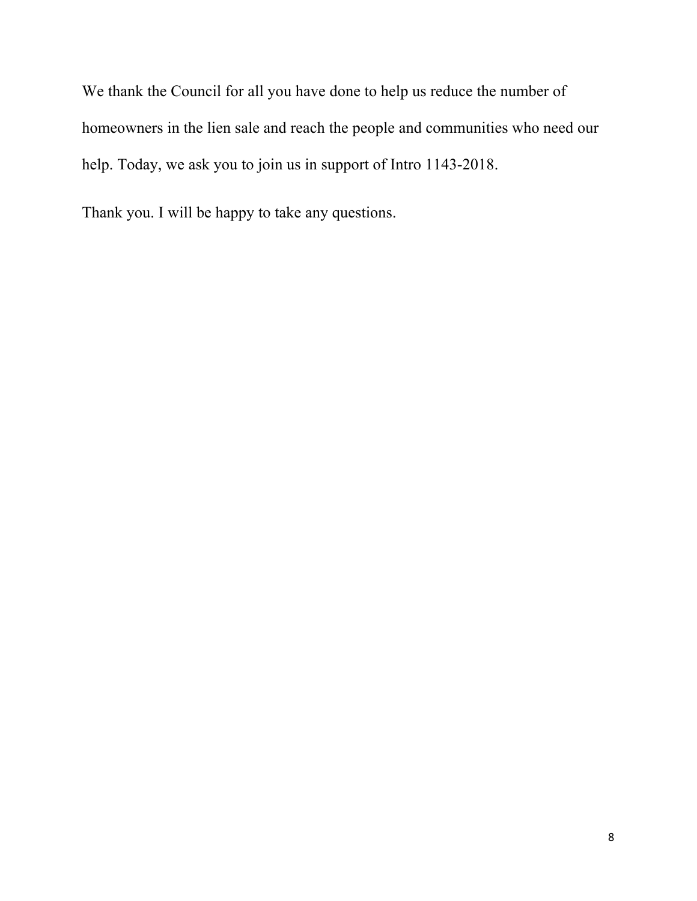We thank the Council for all you have done to help us reduce the number of homeowners in the lien sale and reach the people and communities who need our help. Today, we ask you to join us in support of Intro 1143-2018.

Thank you. I will be happy to take any questions.